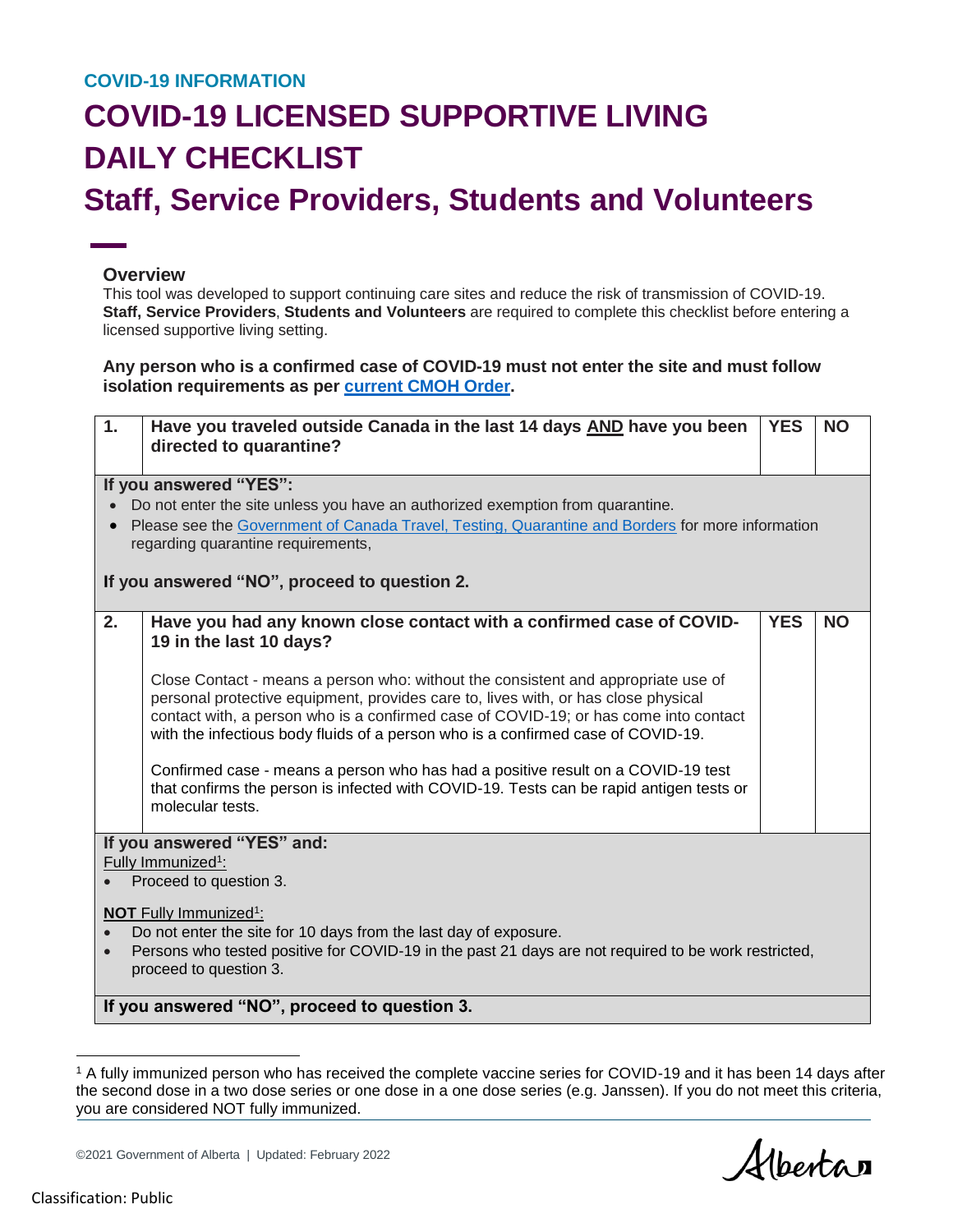COVID-19 INFORMATION

# COVID-19 LICENSED SUPPORTIVE LIVING DAILY CHECKLIST

# Staff, Service Providers, Students and Volunteers

## Overview

This tool was developed to support continuing care sites and reduce the risk of transmission of COVID-19. **Staff, Service Providers**, **Students and Volunteers** are required to complete this checklist before entering a licensed supportive living setting.

**Any person who is a confirmed case of COVID-19 must not enter the site and must follow isolation requirements as per current CMOH Order.**

| 1. | **Have you traveled outside Canada in the last 14 days AND have you been directed to quarantine?** | **YES** | **NO** |
|---|---|---|---|

**If you answered "YES":**

- Do not enter the site unless you have an authorized exemption from quarantine.
- Please see the Government of Canada Travel, Testing, Quarantine and Borders for more information regarding quarantine requirements,

**If you answered "NO", proceed to question 2.**

| 2. | **Have you had any known close contact with a confirmed case of COVID-19 in the last 10 days?**<br><br>Close Contact - means a person who: without the consistent and appropriate use of personal protective equipment, provides care to, lives with, or has close physical contact with, a person who is a confirmed case of COVID-19; or has come into contact with the infectious body fluids of a person who is a confirmed case of COVID-19.<br><br>Confirmed case - means a person who has had a positive result on a COVID-19 test that confirms the person is infected with COVID-19. Tests can be rapid antigen tests or molecular tests. | **YES** | **NO** |
|---|---|---|---|

**If you answered "YES" and:**

Fully Immunized[1]:

- Proceed to question 3.

**NOT** Fully Immunized[1]:

- Do not enter the site for 10 days from the last day of exposure.
- Persons who tested positive for COVID-19 in the past 21 days are not required to be work restricted, proceed to question 3.

**If you answered "NO", proceed to question 3.**

[1] A fully immunized person who has received the complete vaccine series for COVID-19 and it has been 14 days after the second dose in a two dose series or one dose in a one dose series (e.g. Janssen). If you do not meet this criteria, you are considered NOT fully immunized.

©2021 Government of Alberta | Updated: February 2022

Classification: Public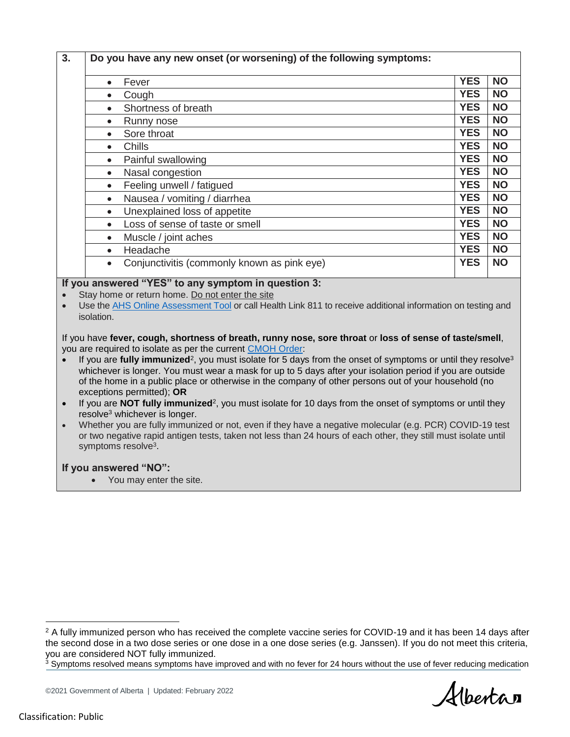| 3. | Do you have any new onset (or worsening) of the following symptoms: | | |
|---|---|---|---|
| | • Fever | **YES** | **NO** |
| | • Cough | **YES** | **NO** |
| | • Shortness of breath | **YES** | **NO** |
| | • Runny nose | **YES** | **NO** |
| | • Sore throat | **YES** | **NO** |
| | • Chills | **YES** | **NO** |
| | • Painful swallowing | **YES** | **NO** |
| | • Nasal congestion | **YES** | **NO** |
| | • Feeling unwell / fatigued | **YES** | **NO** |
| | • Nausea / vomiting / diarrhea | **YES** | **NO** |
| | • Unexplained loss of appetite | **YES** | **NO** |
| | • Loss of sense of taste or smell | **YES** | **NO** |
| | • Muscle / joint aches | **YES** | **NO** |
| | • Headache | **YES** | **NO** |
| | • Conjunctivitis (commonly known as pink eye) | **YES** | **NO** |

**If you answered "YES" to any symptom in question 3:**

- Stay home or return home. Do not enter the site
- Use the AHS Online Assessment Tool or call Health Link 811 to receive additional information on testing and isolation.

If you have **fever, cough, shortness of breath, runny nose, sore throat** or **loss of sense of taste/smell**, you are required to isolate as per the current CMOH Order:

- If you are **fully immunized**[2], you must isolate for 5 days from the onset of symptoms or until they resolve[3] whichever is longer. You must wear a mask for up to 5 days after your isolation period if you are outside of the home in a public place or otherwise in the company of other persons out of your household (no exceptions permitted); **OR**
- If you are **NOT fully immunized**[2], you must isolate for 10 days from the onset of symptoms or until they resolve[3] whichever is longer.
- Whether you are fully immunized or not, even if they have a negative molecular (e.g. PCR) COVID-19 test or two negative rapid antigen tests, taken not less than 24 hours of each other, they still must isolate until symptoms resolve[3].

**If you answered "NO":**

- You may enter the site.

[2] A fully immunized person who has received the complete vaccine series for COVID-19 and it has been 14 days after the second dose in a two dose series or one dose in a one dose series (e.g. Janssen). If you do not meet this criteria, you are considered NOT fully immunized.

[3] Symptoms resolved means symptoms have improved and with no fever for 24 hours without the use of fever reducing medication

©2021 Government of Alberta | Updated: February 2022

Classification: Public